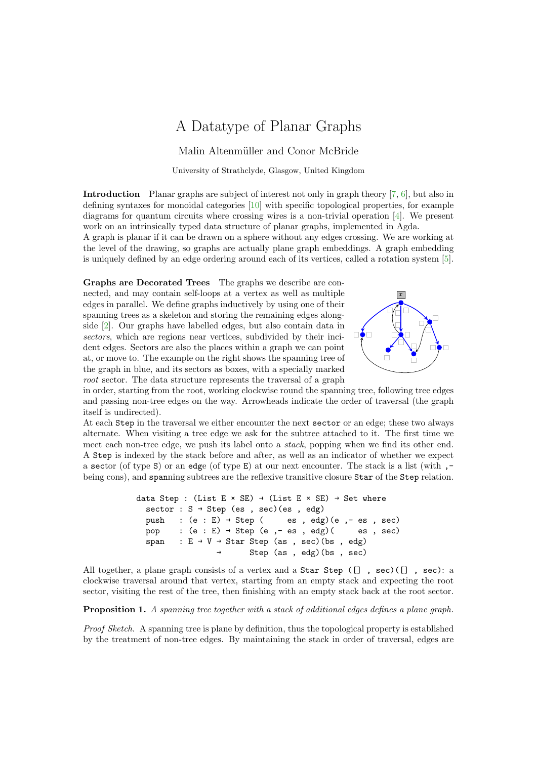# A Datatype of Planar Graphs

Malin Altenmüller and Conor McBride

University of Strathclyde, Glasgow, United Kingdom

**Introduction** Planar graphs are subject of interest not only in graph theory [7, 6], but also in defining syntaxes for monoidal categories [10] with specific topological properties, for example diagrams for quantum circuits where crossing wires is a non-trivial operation [4]. We present work on an intrinsically typed data structure of planar graphs, implemented in Agda.
A graph is planar if it can be drawn on a sphere without any edges crossing. We are working at the level of the drawing, so graphs are actually plane graph embeddings. A graph embedding is uniquely defined by an edge ordering around each of its vertices, called a rotation system [5].

**Graphs are Decorated Trees** The graphs we describe are connected, and may contain self-loops at a vertex as well as multiple edges in parallel. We define graphs inductively by using one of their spanning trees as a skeleton and storing the remaining edges alongside [2]. Our graphs have labelled edges, but also contain data in *sectors*, which are regions near vertices, subdivided by their incident edges. Sectors are also the places within a graph we can point at, or move to. The example on the right shows the spanning tree of the graph in blue, and its sectors as boxes, with a specially marked *root* sector. The data structure represents the traversal of a graph in order, starting from the root, working clockwise round the spanning tree, following tree edges and passing non-tree edges on the way. Arrowheads indicate the order of traversal (the graph itself is undirected).
At each `Step` in the traversal we either encounter the next `sector` or an edge; these two always alternate. When visiting a tree edge we ask for the subtree attached to it. The first time we meet each non-tree edge, we push its label onto a *stack*, popping when we find its other end. A `Step` is indexed by the stack before and after, as well as an indicator of whether we expect a `sector` (of type `S`) or an `edge` (of type `E`) at our next encounter. The stack is a list (with `,-` being cons), and `span`ning subtrees are the reflexive transitive closure `Star` of the `Step` relation.

```
data Step : (List E × SE) → (List E × SE) → Set where
  sector : S → Step (es , sec)(es , edg)
  push   : (e : E) → Step (     es , edg)(e ,- es , sec)
  pop    : (e : E) → Step (e ,- es , edg)(     es , sec)
  span   : E → V → Star Step (as , sec)(bs , edg)
                 →      Step (as , edg)(bs , sec)
```

All together, a plane graph consists of a vertex and a `Star Step ([] , sec)([] , sec)`: a clockwise traversal around that vertex, starting from an empty stack and expecting the root sector, visiting the rest of the tree, then finishing with an empty stack back at the root sector.

**Proposition 1.** *A spanning tree together with a stack of additional edges defines a plane graph.*

*Proof Sketch.* A spanning tree is plane by definition, thus the topological property is established by the treatment of non-tree edges. By maintaining the stack in order of traversal, edges are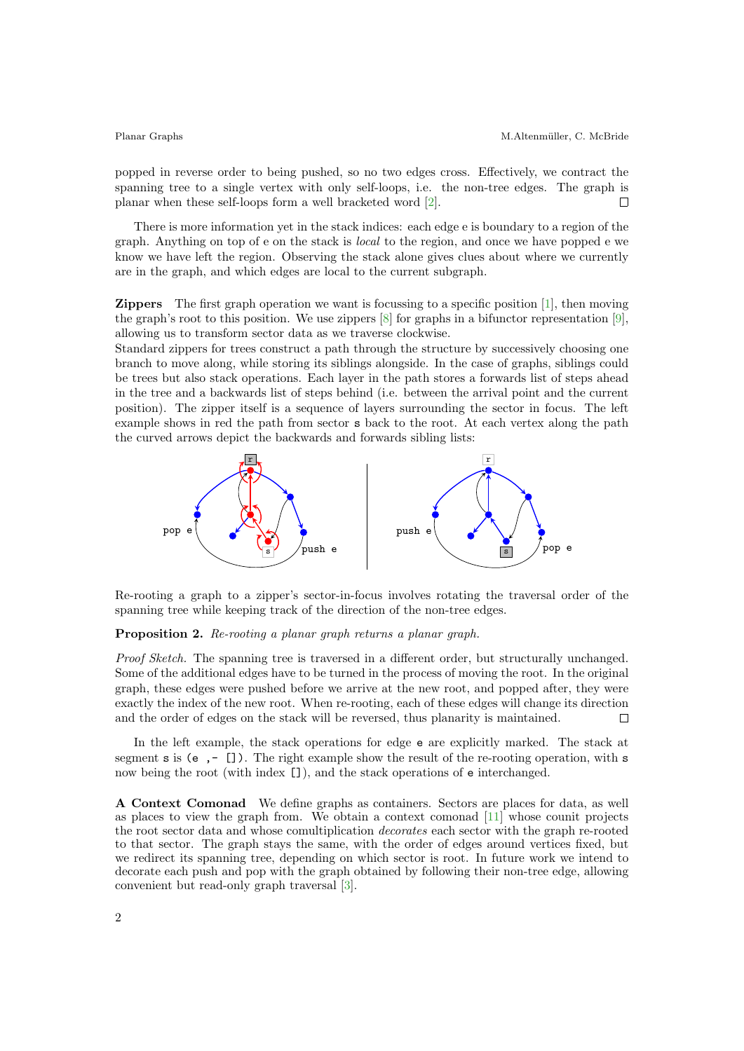popped in reverse order to being pushed, so no two edges cross. Effectively, we contract the spanning tree to a single vertex with only self-loops, i.e. the non-tree edges. The graph is planar when these self-loops form a well bracketed word [2]. □

There is more information yet in the stack indices: each edge e is boundary to a region of the graph. Anything on top of e on the stack is *local* to the region, and once we have popped e we know we have left the region. Observing the stack alone gives clues about where we currently are in the graph, and which edges are local to the current subgraph.

**Zippers** The first graph operation we want is focussing to a specific position [1], then moving the graph's root to this position. We use zippers [8] for graphs in a bifunctor representation [9], allowing us to transform sector data as we traverse clockwise.
Standard zippers for trees construct a path through the structure by successively choosing one branch to move along, while storing its siblings alongside. In the case of graphs, siblings could be trees but also stack operations. Each layer in the path stores a forwards list of steps ahead in the tree and a backwards list of steps behind (i.e. between the arrival point and the current position). The zipper itself is a sequence of layers surrounding the sector in focus. The left example shows in red the path from sector s back to the root. At each vertex along the path the curved arrows depict the backwards and forwards sibling lists:

Re-rooting a graph to a zipper's sector-in-focus involves rotating the traversal order of the spanning tree while keeping track of the direction of the non-tree edges.

**Proposition 2.** *Re-rooting a planar graph returns a planar graph.*

*Proof Sketch.* The spanning tree is traversed in a different order, but structurally unchanged. Some of the additional edges have to be turned in the process of moving the root. In the original graph, these edges were pushed before we arrive at the new root, and popped after, they were exactly the index of the new root. When re-rooting, each of these edges will change its direction and the order of edges on the stack will be reversed, thus planarity is maintained. □

In the left example, the stack operations for edge `e` are explicitly marked. The stack at segment `s` is `(e ,- [])`. The right example show the result of the re-rooting operation, with `s` now being the root (with index `[]`), and the stack operations of `e` interchanged.

**A Context Comonad** We define graphs as containers. Sectors are places for data, as well as places to view the graph from. We obtain a context comonad [11] whose counit projects the root sector data and whose comultiplication *decorates* each sector with the graph re-rooted to that sector. The graph stays the same, with the order of edges around vertices fixed, but we redirect its spanning tree, depending on which sector is root. In future work we intend to decorate each push and pop with the graph obtained by following their non-tree edge, allowing convenient but read-only graph traversal [3].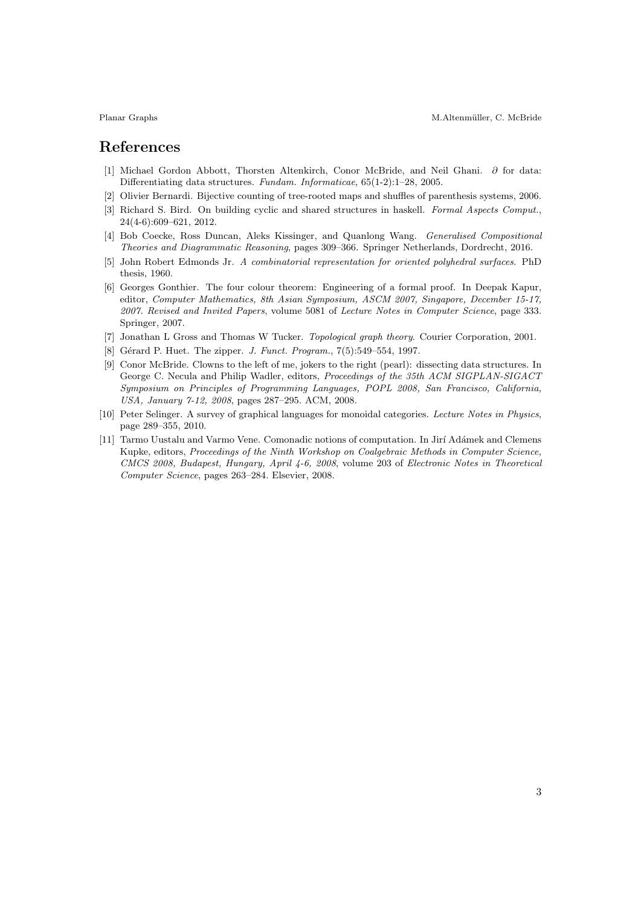# References

[1] Michael Gordon Abbott, Thorsten Altenkirch, Conor McBride, and Neil Ghani. $\partial$ for data: Differentiating data structures. *Fundam. Informaticae*, 65(1-2):1–28, 2005.

[2] Olivier Bernardi. Bijective counting of tree-rooted maps and shuffles of parenthesis systems, 2006.

[3] Richard S. Bird. On building cyclic and shared structures in haskell. *Formal Aspects Comput.*, 24(4-6):609–621, 2012.

[4] Bob Coecke, Ross Duncan, Aleks Kissinger, and Quanlong Wang. *Generalised Compositional Theories and Diagrammatic Reasoning*, pages 309–366. Springer Netherlands, Dordrecht, 2016.

[5] John Robert Edmonds Jr. *A combinatorial representation for oriented polyhedral surfaces*. PhD thesis, 1960.

[6] Georges Gonthier. The four colour theorem: Engineering of a formal proof. In Deepak Kapur, editor, *Computer Mathematics, 8th Asian Symposium, ASCM 2007, Singapore, December 15-17, 2007. Revised and Invited Papers*, volume 5081 of *Lecture Notes in Computer Science*, page 333. Springer, 2007.

[7] Jonathan L Gross and Thomas W Tucker. *Topological graph theory*. Courier Corporation, 2001.

[8] Gérard P. Huet. The zipper. *J. Funct. Program.*, 7(5):549–554, 1997.

[9] Conor McBride. Clowns to the left of me, jokers to the right (pearl): dissecting data structures. In George C. Necula and Philip Wadler, editors, *Proceedings of the 35th ACM SIGPLAN-SIGACT Symposium on Principles of Programming Languages, POPL 2008, San Francisco, California, USA, January 7-12, 2008*, pages 287–295. ACM, 2008.

[10] Peter Selinger. A survey of graphical languages for monoidal categories. *Lecture Notes in Physics*, page 289–355, 2010.

[11] Tarmo Uustalu and Varmo Vene. Comonadic notions of computation. In Jirí Adámek and Clemens Kupke, editors, *Proceedings of the Ninth Workshop on Coalgebraic Methods in Computer Science, CMCS 2008, Budapest, Hungary, April 4-6, 2008*, volume 203 of *Electronic Notes in Theoretical Computer Science*, pages 263–284. Elsevier, 2008.